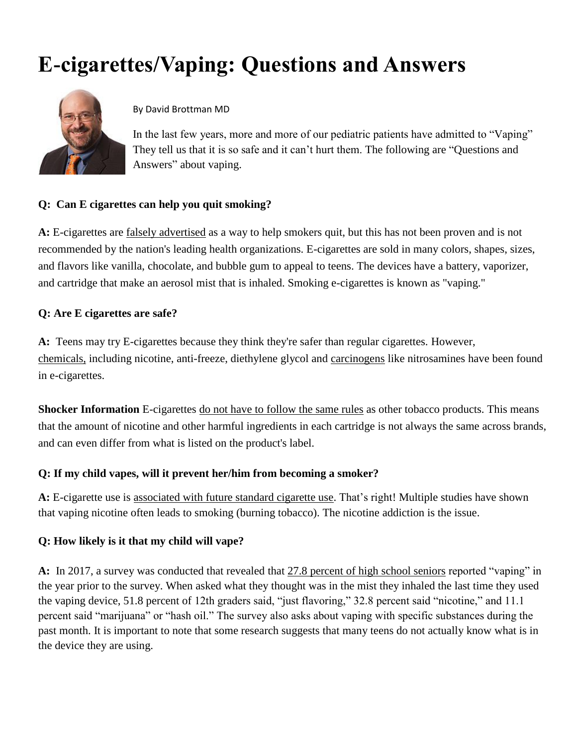# E-cigarettes/Vaping: Questions and Answers

By David Brottman MD

In the last few years, more and more of our pediatric patients have admitted to "Vaping" They tell us that it is so safe and it can't hurt them. The following are "Questions and Answers" about vaping.

**Q: Can E cigarettes can help you quit smoking?**

**A:** E-cigarettes are falsely advertised as a way to help smokers quit, but this has not been proven and is not recommended by the nation's leading health organizations. E-cigarettes are sold in many colors, shapes, sizes, and flavors like vanilla, chocolate, and bubble gum to appeal to teens. The devices have a battery, vaporizer, and cartridge that make an aerosol mist that is inhaled. Smoking e-cigarettes is known as "vaping."

**Q: Are E cigarettes are safe?**

**A:** Teens may try E-cigarettes because they think they're safer than regular cigarettes. However, chemicals, including nicotine, anti-freeze, diethylene glycol and carcinogens like nitrosamines have been found in e-cigarettes.

**Shocker Information** E-cigarettes do not have to follow the same rules as other tobacco products. This means that the amount of nicotine and other harmful ingredients in each cartridge is not always the same across brands, and can even differ from what is listed on the product's label.

**Q: If my child vapes, will it prevent her/him from becoming a smoker?**

**A:** E-cigarette use is associated with future standard cigarette use. That's right! Multiple studies have shown that vaping nicotine often leads to smoking (burning tobacco). The nicotine addiction is the issue.

**Q: How likely is it that my child will vape?**

**A:** In 2017, a survey was conducted that revealed that 27.8 percent of high school seniors reported "vaping" in the year prior to the survey. When asked what they thought was in the mist they inhaled the last time they used the vaping device, 51.8 percent of 12th graders said, "just flavoring," 32.8 percent said "nicotine," and 11.1 percent said "marijuana" or "hash oil." The survey also asks about vaping with specific substances during the past month. It is important to note that some research suggests that many teens do not actually know what is in the device they are using.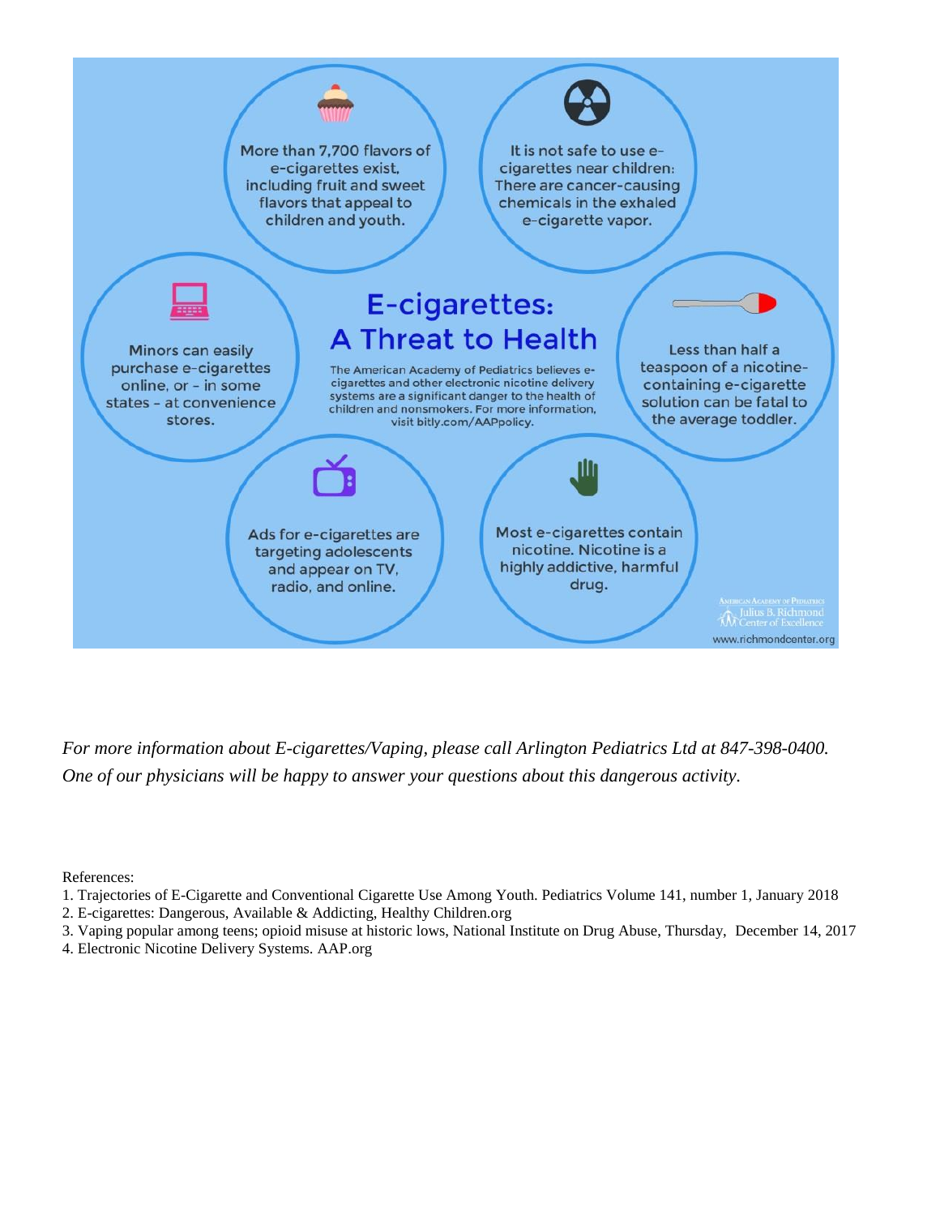# E-cigarettes: A Threat to Health

The American Academy of Pediatrics believes e-cigarettes and other electronic nicotine delivery systems are a significant danger to the health of children and nonsmokers. For more information, visit bitly.com/AAPpolicy.

More than 7,700 flavors of e-cigarettes exist, including fruit and sweet flavors that appeal to children and youth.

It is not safe to use e-cigarettes near children: There are cancer-causing chemicals in the exhaled e-cigarette vapor.

Minors can easily purchase e-cigarettes online, or - in some states - at convenience stores.

Less than half a teaspoon of a nicotine-containing e-cigarette solution can be fatal to the average toddler.

Ads for e-cigarettes are targeting adolescents and appear on TV, radio, and online.

Most e-cigarettes contain nicotine. Nicotine is a highly addictive, harmful drug.

American Academy of Pediatrics
Julius B. Richmond Center of Excellence
www.richmondcenter.org

*For more information about E-cigarettes/Vaping, please call Arlington Pediatrics Ltd at 847-398-0400. One of our physicians will be happy to answer your questions about this dangerous activity.*

References:

1. Trajectories of E-Cigarette and Conventional Cigarette Use Among Youth. Pediatrics Volume 141, number 1, January 2018
2. E-cigarettes: Dangerous, Available & Addicting, Healthy Children.org
3. Vaping popular among teens; opioid misuse at historic lows, National Institute on Drug Abuse, Thursday, December 14, 2017
4. Electronic Nicotine Delivery Systems. AAP.org